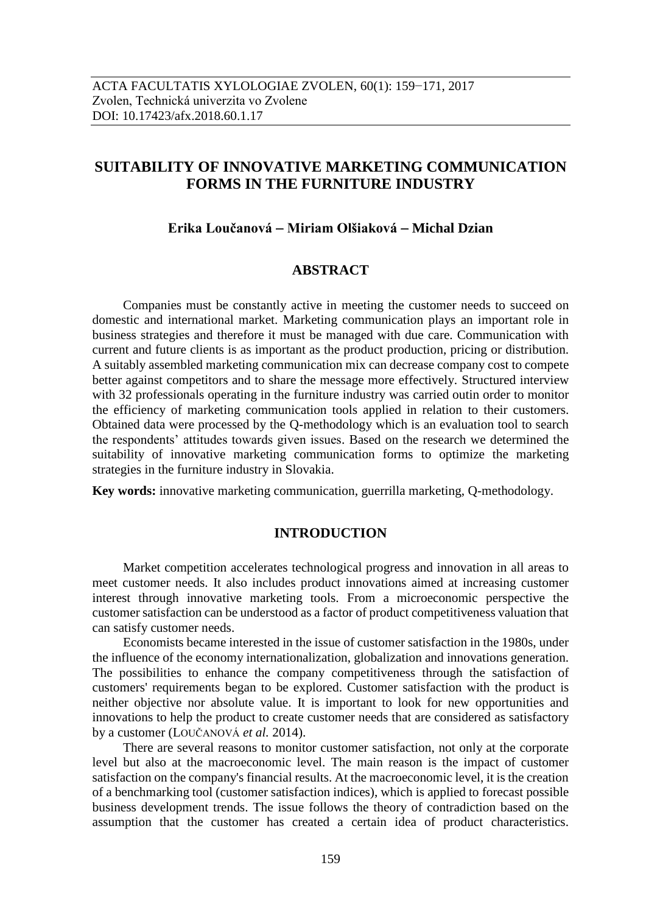ACTA FACULTATIS XYLOLOGIAE ZVOLEN, 60(1): 159−171, 2017
Zvolen, Technická univerzita vo Zvolene
DOI: 10.17423/afx.2018.60.1.17

# SUITABILITY OF INNOVATIVE MARKETING COMMUNICATION FORMS IN THE FURNITURE INDUSTRY

**Erika Loučanová – Miriam Olšiaková – Michal Dzian**

## ABSTRACT

Companies must be constantly active in meeting the customer needs to succeed on domestic and international market. Marketing communication plays an important role in business strategies and therefore it must be managed with due care. Communication with current and future clients is as important as the product production, pricing or distribution. A suitably assembled marketing communication mix can decrease company cost to compete better against competitors and to share the message more effectively. Structured interview with 32 professionals operating in the furniture industry was carried outin order to monitor the efficiency of marketing communication tools applied in relation to their customers. Obtained data were processed by the Q-methodology which is an evaluation tool to search the respondents' attitudes towards given issues. Based on the research we determined the suitability of innovative marketing communication forms to optimize the marketing strategies in the furniture industry in Slovakia.

**Key words:** innovative marketing communication, guerrilla marketing, Q-methodology.

## INTRODUCTION

Market competition accelerates technological progress and innovation in all areas to meet customer needs. It also includes product innovations aimed at increasing customer interest through innovative marketing tools. From a microeconomic perspective the customer satisfaction can be understood as a factor of product competitiveness valuation that can satisfy customer needs.

Economists became interested in the issue of customer satisfaction in the 1980s, under the influence of the economy internationalization, globalization and innovations generation. The possibilities to enhance the company competitiveness through the satisfaction of customers' requirements began to be explored. Customer satisfaction with the product is neither objective nor absolute value. It is important to look for new opportunities and innovations to help the product to create customer needs that are considered as satisfactory by a customer (LOUČANOVÁ *et al.* 2014).

There are several reasons to monitor customer satisfaction, not only at the corporate level but also at the macroeconomic level. The main reason is the impact of customer satisfaction on the company's financial results. At the macroeconomic level, it is the creation of a benchmarking tool (customer satisfaction indices), which is applied to forecast possible business development trends. The issue follows the theory of contradiction based on the assumption that the customer has created a certain idea of product characteristics.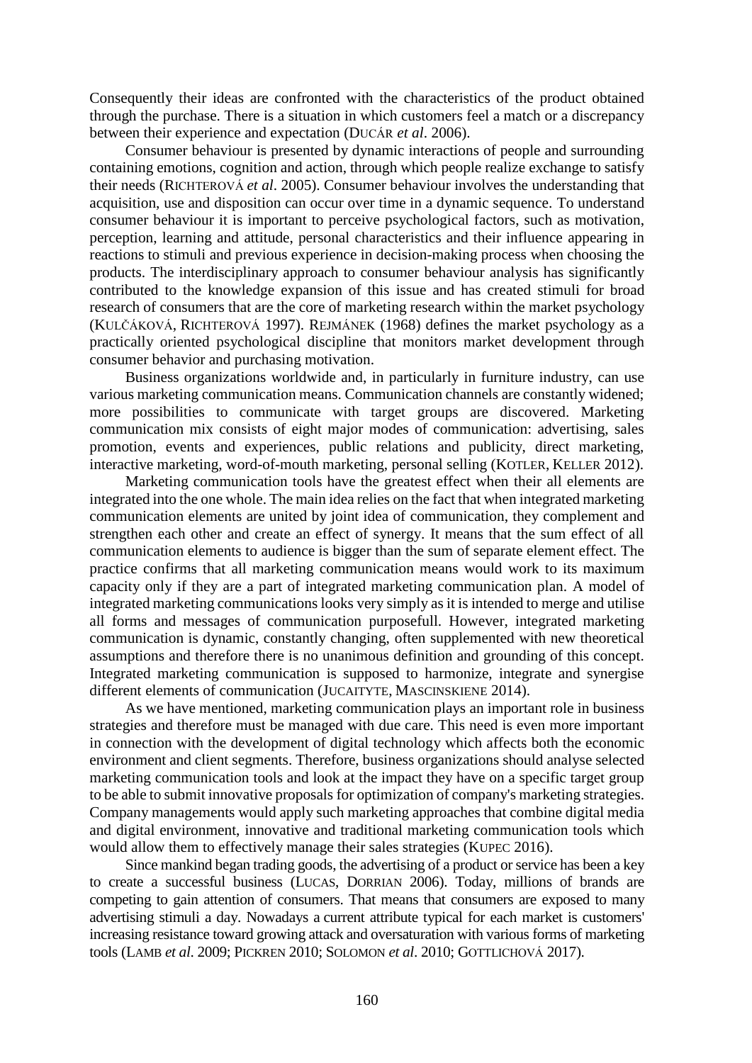Consequently their ideas are confronted with the characteristics of the product obtained through the purchase. There is a situation in which customers feel a match or a discrepancy between their experience and expectation (DUCÁR *et al*. 2006).

Consumer behaviour is presented by dynamic interactions of people and surrounding containing emotions, cognition and action, through which people realize exchange to satisfy their needs (RICHTEROVÁ *et al*. 2005). Consumer behaviour involves the understanding that acquisition, use and disposition can occur over time in a dynamic sequence. To understand consumer behaviour it is important to perceive psychological factors, such as motivation, perception, learning and attitude, personal characteristics and their influence appearing in reactions to stimuli and previous experience in decision-making process when choosing the products. The interdisciplinary approach to consumer behaviour analysis has significantly contributed to the knowledge expansion of this issue and has created stimuli for broad research of consumers that are the core of marketing research within the market psychology (KULČÁKOVÁ, RICHTEROVÁ 1997). REJMÁNEK (1968) defines the market psychology as a practically oriented psychological discipline that monitors market development through consumer behavior and purchasing motivation.

Business organizations worldwide and, in particularly in furniture industry, can use various marketing communication means. Communication channels are constantly widened; more possibilities to communicate with target groups are discovered. Marketing communication mix consists of eight major modes of communication: advertising, sales promotion, events and experiences, public relations and publicity, direct marketing, interactive marketing, word-of-mouth marketing, personal selling (KOTLER, KELLER 2012).

Marketing communication tools have the greatest effect when their all elements are integrated into the one whole. The main idea relies on the fact that when integrated marketing communication elements are united by joint idea of communication, they complement and strengthen each other and create an effect of synergy. It means that the sum effect of all communication elements to audience is bigger than the sum of separate element effect. The practice confirms that all marketing communication means would work to its maximum capacity only if they are a part of integrated marketing communication plan. A model of integrated marketing communications looks very simply as it is intended to merge and utilise all forms and messages of communication purposefull. However, integrated marketing communication is dynamic, constantly changing, often supplemented with new theoretical assumptions and therefore there is no unanimous definition and grounding of this concept. Integrated marketing communication is supposed to harmonize, integrate and synergise different elements of communication (JUCAITYTE, MASCINSKIENE 2014).

As we have mentioned, marketing communication plays an important role in business strategies and therefore must be managed with due care. This need is even more important in connection with the development of digital technology which affects both the economic environment and client segments. Therefore, business organizations should analyse selected marketing communication tools and look at the impact they have on a specific target group to be able to submit innovative proposals for optimization of company's marketing strategies. Company managements would apply such marketing approaches that combine digital media and digital environment, innovative and traditional marketing communication tools which would allow them to effectively manage their sales strategies (KUPEC 2016).

Since mankind began trading goods, the advertising of a product or service has been a key to create a successful business (LUCAS, DORRIAN 2006). Today, millions of brands are competing to gain attention of consumers. That means that consumers are exposed to many advertising stimuli a day. Nowadays a current attribute typical for each market is customers' increasing resistance toward growing attack and oversaturation with various forms of marketing tools (LAMB *et al*. 2009; PICKREN 2010; SOLOMON *et al*. 2010; GOTTLICHOVÁ 2017).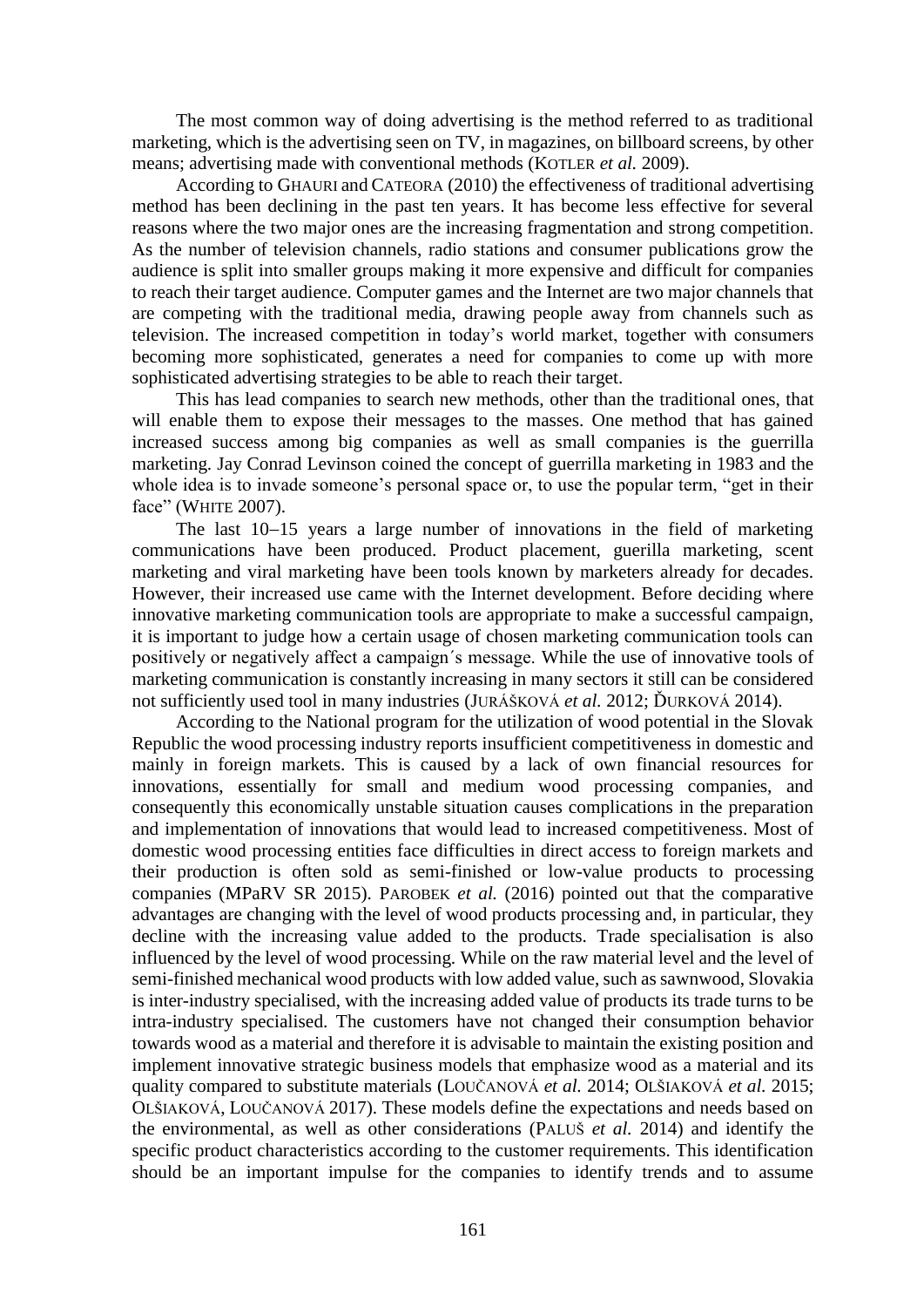The most common way of doing advertising is the method referred to as traditional marketing, which is the advertising seen on TV, in magazines, on billboard screens, by other means; advertising made with conventional methods (KOTLER *et al.* 2009).

According to GHAURI and CATEORA (2010) the effectiveness of traditional advertising method has been declining in the past ten years. It has become less effective for several reasons where the two major ones are the increasing fragmentation and strong competition. As the number of television channels, radio stations and consumer publications grow the audience is split into smaller groups making it more expensive and difficult for companies to reach their target audience. Computer games and the Internet are two major channels that are competing with the traditional media, drawing people away from channels such as television. The increased competition in today's world market, together with consumers becoming more sophisticated, generates a need for companies to come up with more sophisticated advertising strategies to be able to reach their target.

This has lead companies to search new methods, other than the traditional ones, that will enable them to expose their messages to the masses. One method that has gained increased success among big companies as well as small companies is the guerrilla marketing. Jay Conrad Levinson coined the concept of guerrilla marketing in 1983 and the whole idea is to invade someone's personal space or, to use the popular term, "get in their face" (WHITE 2007).

The last 10–15 years a large number of innovations in the field of marketing communications have been produced. Product placement, guerilla marketing, scent marketing and viral marketing have been tools known by marketers already for decades. However, their increased use came with the Internet development. Before deciding where innovative marketing communication tools are appropriate to make a successful campaign, it is important to judge how a certain usage of chosen marketing communication tools can positively or negatively affect a campaign´s message. While the use of innovative tools of marketing communication is constantly increasing in many sectors it still can be considered not sufficiently used tool in many industries (JURÁŠKOVÁ *et al.* 2012; ĎURKOVÁ 2014).

According to the National program for the utilization of wood potential in the Slovak Republic the wood processing industry reports insufficient competitiveness in domestic and mainly in foreign markets. This is caused by a lack of own financial resources for innovations, essentially for small and medium wood processing companies, and consequently this economically unstable situation causes complications in the preparation and implementation of innovations that would lead to increased competitiveness. Most of domestic wood processing entities face difficulties in direct access to foreign markets and their production is often sold as semi-finished or low-value products to processing companies (MPaRV SR 2015). PAROBEK *et al.* (2016) pointed out that the comparative advantages are changing with the level of wood products processing and, in particular, they decline with the increasing value added to the products. Trade specialisation is also influenced by the level of wood processing. While on the raw material level and the level of semi-finished mechanical wood products with low added value, such as sawnwood, Slovakia is inter-industry specialised, with the increasing added value of products its trade turns to be intra-industry specialised. The customers have not changed their consumption behavior towards wood as a material and therefore it is advisable to maintain the existing position and implement innovative strategic business models that emphasize wood as a material and its quality compared to substitute materials (LOUČANOVÁ *et al.* 2014; OLŠIAKOVÁ *et al.* 2015; OLŠIAKOVÁ, LOUČANOVÁ 2017). These models define the expectations and needs based on the environmental, as well as other considerations (PALUŠ *et al.* 2014) and identify the specific product characteristics according to the customer requirements. This identification should be an important impulse for the companies to identify trends and to assume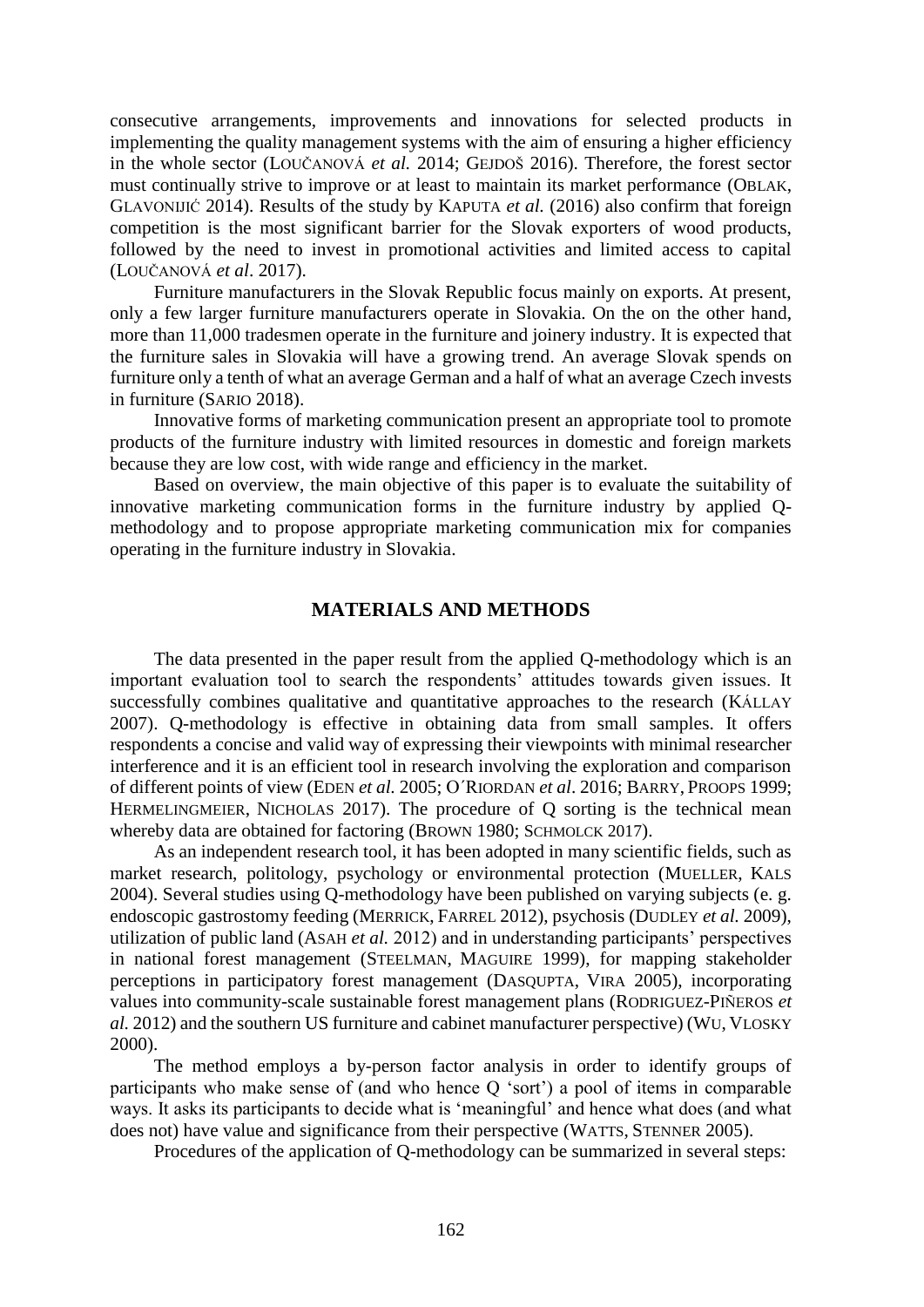consecutive arrangements, improvements and innovations for selected products in implementing the quality management systems with the aim of ensuring a higher efficiency in the whole sector (LOUČANOVÁ *et al.* 2014; GEJDOŠ 2016). Therefore, the forest sector must continually strive to improve or at least to maintain its market performance (OBLAK, GLAVONIJIĆ 2014). Results of the study by KAPUTA *et al.* (2016) also confirm that foreign competition is the most significant barrier for the Slovak exporters of wood products, followed by the need to invest in promotional activities and limited access to capital (LOUČANOVÁ *et al*. 2017).

Furniture manufacturers in the Slovak Republic focus mainly on exports. At present, only a few larger furniture manufacturers operate in Slovakia. On the on the other hand, more than 11,000 tradesmen operate in the furniture and joinery industry. It is expected that the furniture sales in Slovakia will have a growing trend. An average Slovak spends on furniture only a tenth of what an average German and a half of what an average Czech invests in furniture (SARIO 2018).

Innovative forms of marketing communication present an appropriate tool to promote products of the furniture industry with limited resources in domestic and foreign markets because they are low cost, with wide range and efficiency in the market.

Based on overview, the main objective of this paper is to evaluate the suitability of innovative marketing communication forms in the furniture industry by applied Q-methodology and to propose appropriate marketing communication mix for companies operating in the furniture industry in Slovakia.

## MATERIALS AND METHODS

The data presented in the paper result from the applied Q-methodology which is an important evaluation tool to search the respondents' attitudes towards given issues. It successfully combines qualitative and quantitative approaches to the research (KÁLLAY 2007). Q-methodology is effective in obtaining data from small samples. It offers respondents a concise and valid way of expressing their viewpoints with minimal researcher interference and it is an efficient tool in research involving the exploration and comparison of different points of view (EDEN *et al.* 2005; O´RIORDAN *et al*. 2016; BARRY, PROOPS 1999; HERMELINGMEIER, NICHOLAS 2017). The procedure of Q sorting is the technical mean whereby data are obtained for factoring (BROWN 1980; SCHMOLCK 2017).

As an independent research tool, it has been adopted in many scientific fields, such as market research, politology, psychology or environmental protection (MUELLER, KALS 2004). Several studies using Q-methodology have been published on varying subjects (e. g. endoscopic gastrostomy feeding (MERRICK, FARREL 2012), psychosis (DUDLEY *et al.* 2009), utilization of public land (ASAH *et al.* 2012) and in understanding participants' perspectives in national forest management (STEELMAN, MAGUIRE 1999), for mapping stakeholder perceptions in participatory forest management (DASQUPTA, VIRA 2005), incorporating values into community-scale sustainable forest management plans (RODRIGUEZ-PIÑEROS *et al.* 2012) and the southern US furniture and cabinet manufacturer perspective) (WU, VLOSKY 2000).

The method employs a by-person factor analysis in order to identify groups of participants who make sense of (and who hence Q 'sort') a pool of items in comparable ways. It asks its participants to decide what is 'meaningful' and hence what does (and what does not) have value and significance from their perspective (WATTS, STENNER 2005).

Procedures of the application of Q-methodology can be summarized in several steps: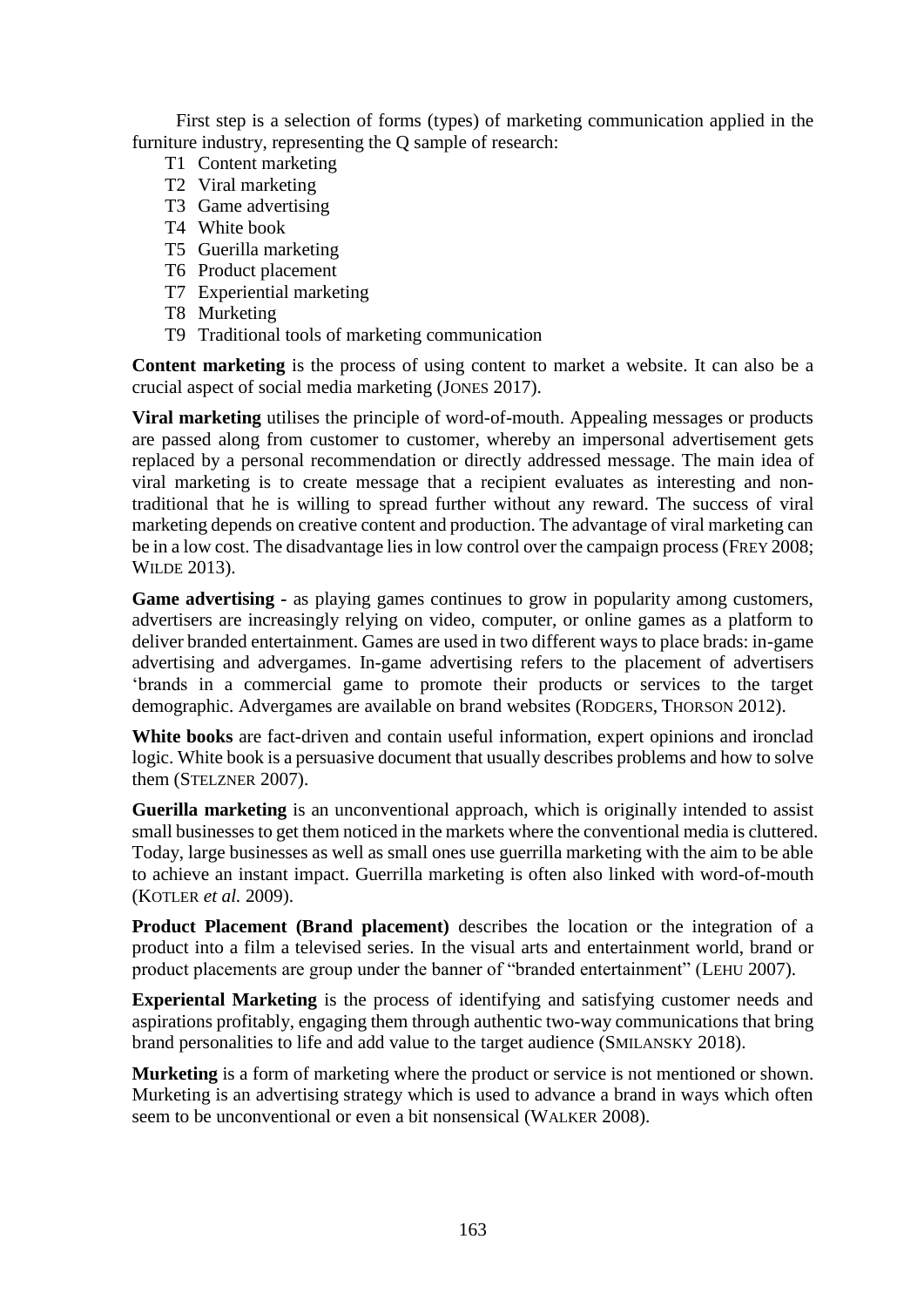First step is a selection of forms (types) of marketing communication applied in the furniture industry, representing the Q sample of research:

- T1 Content marketing
- T2 Viral marketing
- T3 Game advertising
- T4 White book
- T5 Guerilla marketing
- T6 Product placement
- T7 Experiential marketing
- T8 Murketing
- T9 Traditional tools of marketing communication

**Content marketing** is the process of using content to market a website. It can also be a crucial aspect of social media marketing (JONES 2017).

**Viral marketing** utilises the principle of word-of-mouth. Appealing messages or products are passed along from customer to customer, whereby an impersonal advertisement gets replaced by a personal recommendation or directly addressed message. The main idea of viral marketing is to create message that a recipient evaluates as interesting and non-traditional that he is willing to spread further without any reward. The success of viral marketing depends on creative content and production. The advantage of viral marketing can be in a low cost. The disadvantage lies in low control over the campaign process (FREY 2008; WILDE 2013).

**Game advertising -** as playing games continues to grow in popularity among customers, advertisers are increasingly relying on video, computer, or online games as a platform to deliver branded entertainment. Games are used in two different ways to place brads: in-game advertising and advergames. In-game advertising refers to the placement of advertisers 'brands in a commercial game to promote their products or services to the target demographic. Advergames are available on brand websites (RODGERS, THORSON 2012).

**White books** are fact-driven and contain useful information, expert opinions and ironclad logic. White book is a persuasive document that usually describes problems and how to solve them (STELZNER 2007).

**Guerilla marketing** is an unconventional approach, which is originally intended to assist small businesses to get them noticed in the markets where the conventional media is cluttered. Today, large businesses as well as small ones use guerrilla marketing with the aim to be able to achieve an instant impact. Guerrilla marketing is often also linked with word-of-mouth (KOTLER *et al.* 2009).

**Product Placement (Brand placement)** describes the location or the integration of a product into a film a televised series. In the visual arts and entertainment world, brand or product placements are group under the banner of "branded entertainment" (LEHU 2007).

**Experiental Marketing** is the process of identifying and satisfying customer needs and aspirations profitably, engaging them through authentic two-way communications that bring brand personalities to life and add value to the target audience (SMILANSKY 2018).

**Murketing** is a form of marketing where the product or service is not mentioned or shown. Murketing is an advertising strategy which is used to advance a brand in ways which often seem to be unconventional or even a bit nonsensical (WALKER 2008).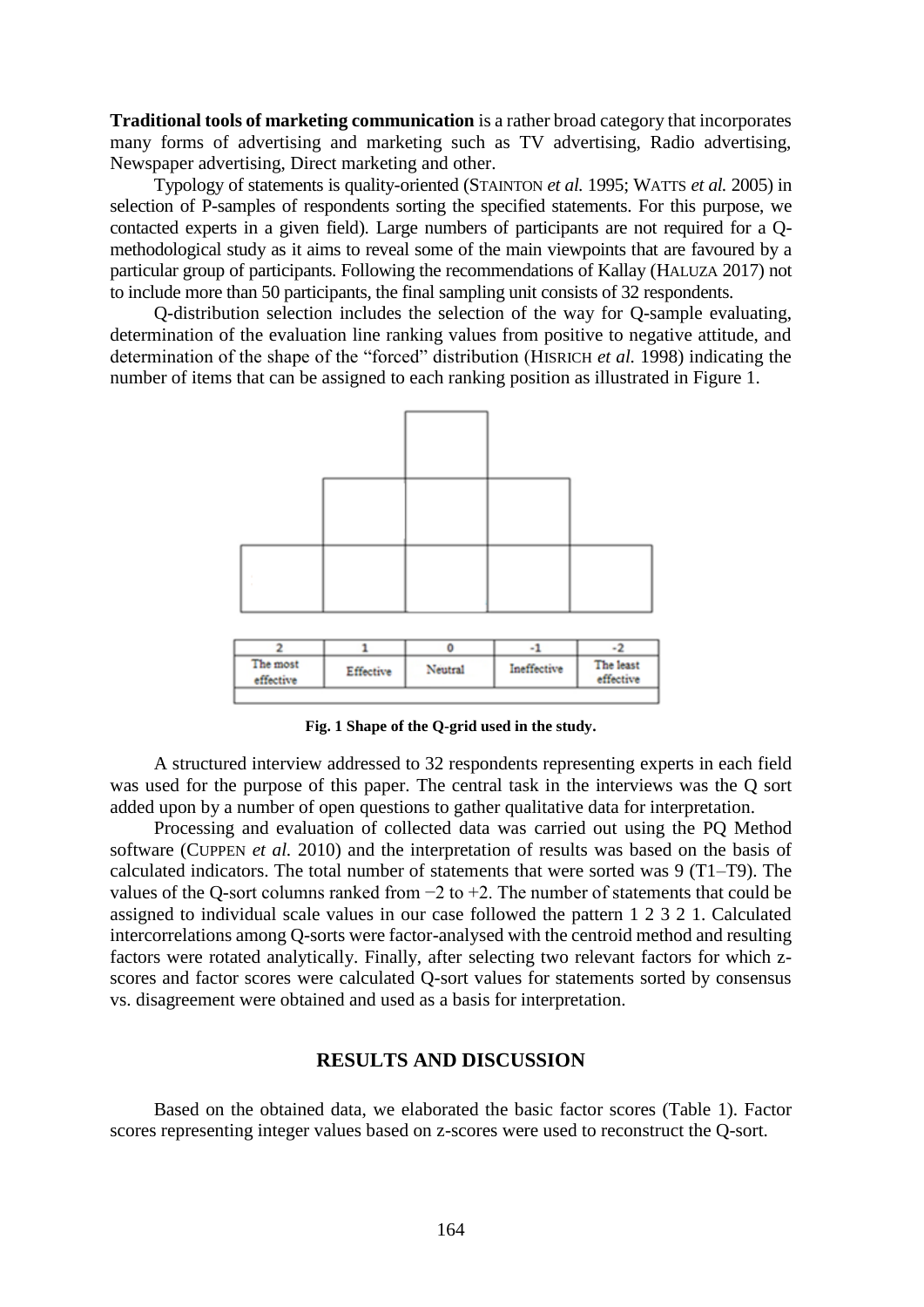**Traditional tools of marketing communication** is a rather broad category that incorporates many forms of advertising and marketing such as TV advertising, Radio advertising, Newspaper advertising, Direct marketing and other.

Typology of statements is quality-oriented (STAINTON *et al.* 1995; WATTS *et al.* 2005) in selection of P-samples of respondents sorting the specified statements. For this purpose, we contacted experts in a given field). Large numbers of participants are not required for a Q-methodological study as it aims to reveal some of the main viewpoints that are favoured by a particular group of participants. Following the recommendations of Kallay (HALUZA 2017) not to include more than 50 participants, the final sampling unit consists of 32 respondents.

Q-distribution selection includes the selection of the way for Q-sample evaluating, determination of the evaluation line ranking values from positive to negative attitude, and determination of the shape of the "forced" distribution (HISRICH *et al.* 1998) indicating the number of items that can be assigned to each ranking position as illustrated in Figure 1.

| 2 | 1 | 0 | -1 | -2 |
|---|---|---|---|---|
| The most effective | Effective | Neutral | Ineffective | The least effective |

**Fig. 1 Shape of the Q-grid used in the study.**

A structured interview addressed to 32 respondents representing experts in each field was used for the purpose of this paper. The central task in the interviews was the Q sort added upon by a number of open questions to gather qualitative data for interpretation.

Processing and evaluation of collected data was carried out using the PQ Method software (CUPPEN *et al.* 2010) and the interpretation of results was based on the basis of calculated indicators. The total number of statements that were sorted was 9 (T1–T9). The values of the Q-sort columns ranked from −2 to +2. The number of statements that could be assigned to individual scale values in our case followed the pattern 1 2 3 2 1. Calculated intercorrelations among Q-sorts were factor-analysed with the centroid method and resulting factors were rotated analytically. Finally, after selecting two relevant factors for which z-scores and factor scores were calculated Q-sort values for statements sorted by consensus vs. disagreement were obtained and used as a basis for interpretation.

## RESULTS AND DISCUSSION

Based on the obtained data, we elaborated the basic factor scores (Table 1). Factor scores representing integer values based on z-scores were used to reconstruct the Q-sort.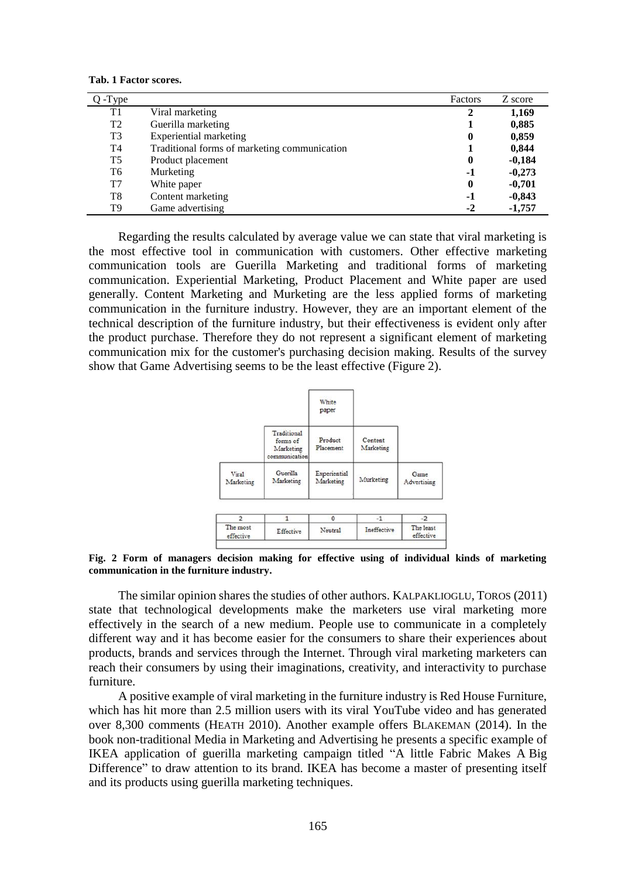**Tab. 1 Factor scores.**

| Q -Type | | Factors | Z score |
|---|---|---|---|
| T1 | Viral marketing | **2** | **1,169** |
| T2 | Guerilla marketing | **1** | **0,885** |
| T3 | Experiential marketing | **0** | **0,859** |
| T4 | Traditional forms of marketing communication | **1** | **0,844** |
| T5 | Product placement | **0** | **-0,184** |
| T6 | Murketing | **-1** | **-0,273** |
| T7 | White paper | **0** | **-0,701** |
| T8 | Content marketing | **-1** | **-0,843** |
| T9 | Game advertising | **-2** | **-1,757** |

Regarding the results calculated by average value we can state that viral marketing is the most effective tool in communication with customers. Other effective marketing communication tools are Guerilla Marketing and traditional forms of marketing communication. Experiential Marketing, Product Placement and White paper are used generally. Content Marketing and Murketing are the less applied forms of marketing communication in the furniture industry. However, they are an important element of the technical description of the furniture industry, but their effectiveness is evident only after the product purchase. Therefore they do not represent a significant element of marketing communication mix for the customer's purchasing decision making. Results of the survey show that Game Advertising seems to be the least effective (Figure 2).

| | | White paper | | |
|---|---|---|---|---|
| | Traditional forms of Marketing communication | Product Placement | Content Marketing | |
| Viral Marketing | Guerilla Marketing | Experiential Marketing | Murketing | Game Advertising |
| 2 | 1 | 0 | -1 | -2 |
| The most effective | Effective | Neutral | Ineffective | The least effective |

**Fig. 2 Form of managers decision making for effective using of individual kinds of marketing communication in the furniture industry.**

The similar opinion shares the studies of other authors. KALPAKLIOGLU, TOROS (2011) state that technological developments make the marketers use viral marketing more effectively in the search of a new medium. People use to communicate in a completely different way and it has become easier for the consumers to share their experiences about products, brands and services through the Internet. Through viral marketing marketers can reach their consumers by using their imaginations, creativity, and interactivity to purchase furniture.

A positive example of viral marketing in the furniture industry is Red House Furniture, which has hit more than 2.5 million users with its viral YouTube video and has generated over 8,300 comments (HEATH 2010). Another example offers BLAKEMAN (2014). In the book non-traditional Media in Marketing and Advertising he presents a specific example of IKEA application of guerilla marketing campaign titled "A little Fabric Makes A Big Difference" to draw attention to its brand. IKEA has become a master of presenting itself and its products using guerilla marketing techniques.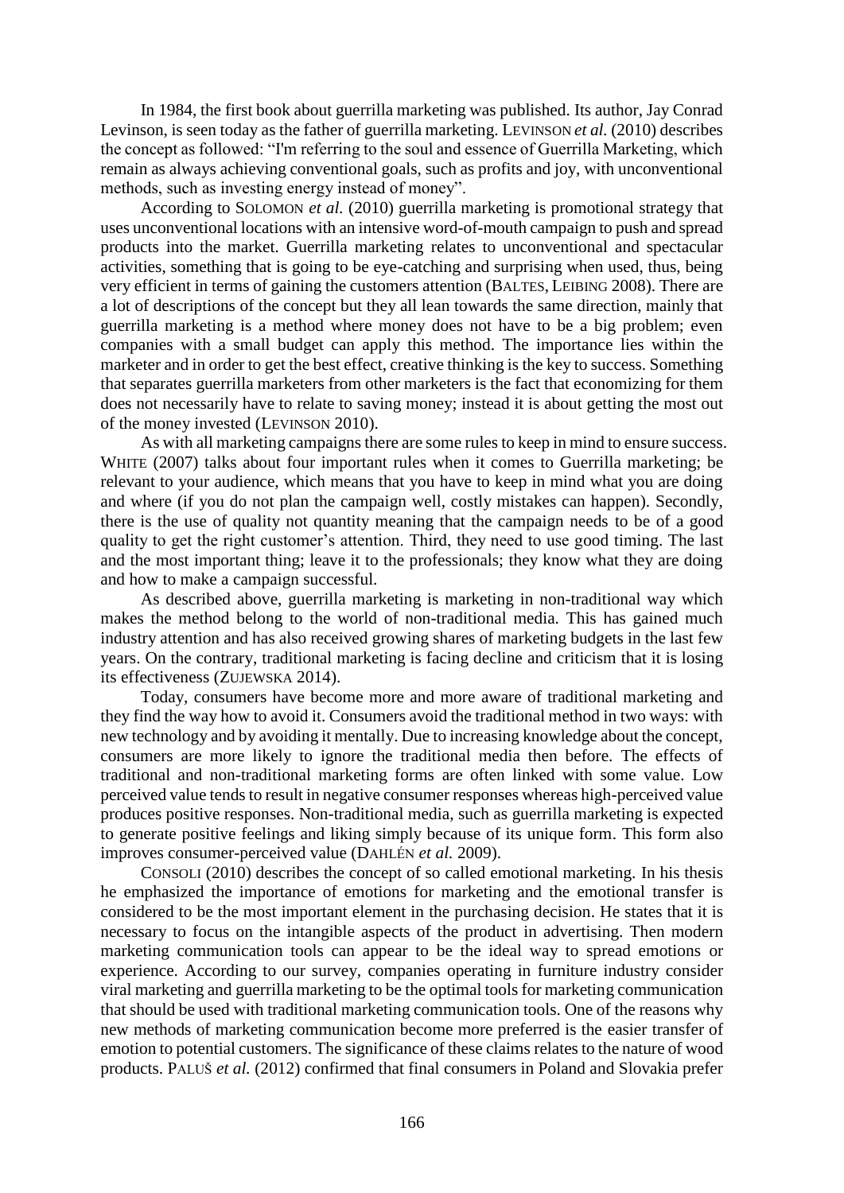In 1984, the first book about guerrilla marketing was published. Its author, Jay Conrad Levinson, is seen today as the father of guerrilla marketing. LEVINSON *et al.* (2010) describes the concept as followed: "I'm referring to the soul and essence of Guerrilla Marketing, which remain as always achieving conventional goals, such as profits and joy, with unconventional methods, such as investing energy instead of money".

According to SOLOMON *et al.* (2010) guerrilla marketing is promotional strategy that uses unconventional locations with an intensive word-of-mouth campaign to push and spread products into the market. Guerrilla marketing relates to unconventional and spectacular activities, something that is going to be eye-catching and surprising when used, thus, being very efficient in terms of gaining the customers attention (BALTES, LEIBING 2008). There are a lot of descriptions of the concept but they all lean towards the same direction, mainly that guerrilla marketing is a method where money does not have to be a big problem; even companies with a small budget can apply this method. The importance lies within the marketer and in order to get the best effect, creative thinking is the key to success. Something that separates guerrilla marketers from other marketers is the fact that economizing for them does not necessarily have to relate to saving money; instead it is about getting the most out of the money invested (LEVINSON 2010).

As with all marketing campaigns there are some rules to keep in mind to ensure success. WHITE (2007) talks about four important rules when it comes to Guerrilla marketing; be relevant to your audience, which means that you have to keep in mind what you are doing and where (if you do not plan the campaign well, costly mistakes can happen). Secondly, there is the use of quality not quantity meaning that the campaign needs to be of a good quality to get the right customer's attention. Third, they need to use good timing. The last and the most important thing; leave it to the professionals; they know what they are doing and how to make a campaign successful.

As described above, guerrilla marketing is marketing in non-traditional way which makes the method belong to the world of non-traditional media. This has gained much industry attention and has also received growing shares of marketing budgets in the last few years. On the contrary, traditional marketing is facing decline and criticism that it is losing its effectiveness (ZUJEWSKA 2014).

Today, consumers have become more and more aware of traditional marketing and they find the way how to avoid it. Consumers avoid the traditional method in two ways: with new technology and by avoiding it mentally. Due to increasing knowledge about the concept, consumers are more likely to ignore the traditional media then before. The effects of traditional and non-traditional marketing forms are often linked with some value. Low perceived value tends to result in negative consumer responses whereas high-perceived value produces positive responses. Non-traditional media, such as guerrilla marketing is expected to generate positive feelings and liking simply because of its unique form. This form also improves consumer-perceived value (DAHLÉN *et al.* 2009).

CONSOLI (2010) describes the concept of so called emotional marketing. In his thesis he emphasized the importance of emotions for marketing and the emotional transfer is considered to be the most important element in the purchasing decision. He states that it is necessary to focus on the intangible aspects of the product in advertising. Then modern marketing communication tools can appear to be the ideal way to spread emotions or experience. According to our survey, companies operating in furniture industry consider viral marketing and guerrilla marketing to be the optimal tools for marketing communication that should be used with traditional marketing communication tools. One of the reasons why new methods of marketing communication become more preferred is the easier transfer of emotion to potential customers. The significance of these claims relates to the nature of wood products. PALUŠ *et al.* (2012) confirmed that final consumers in Poland and Slovakia prefer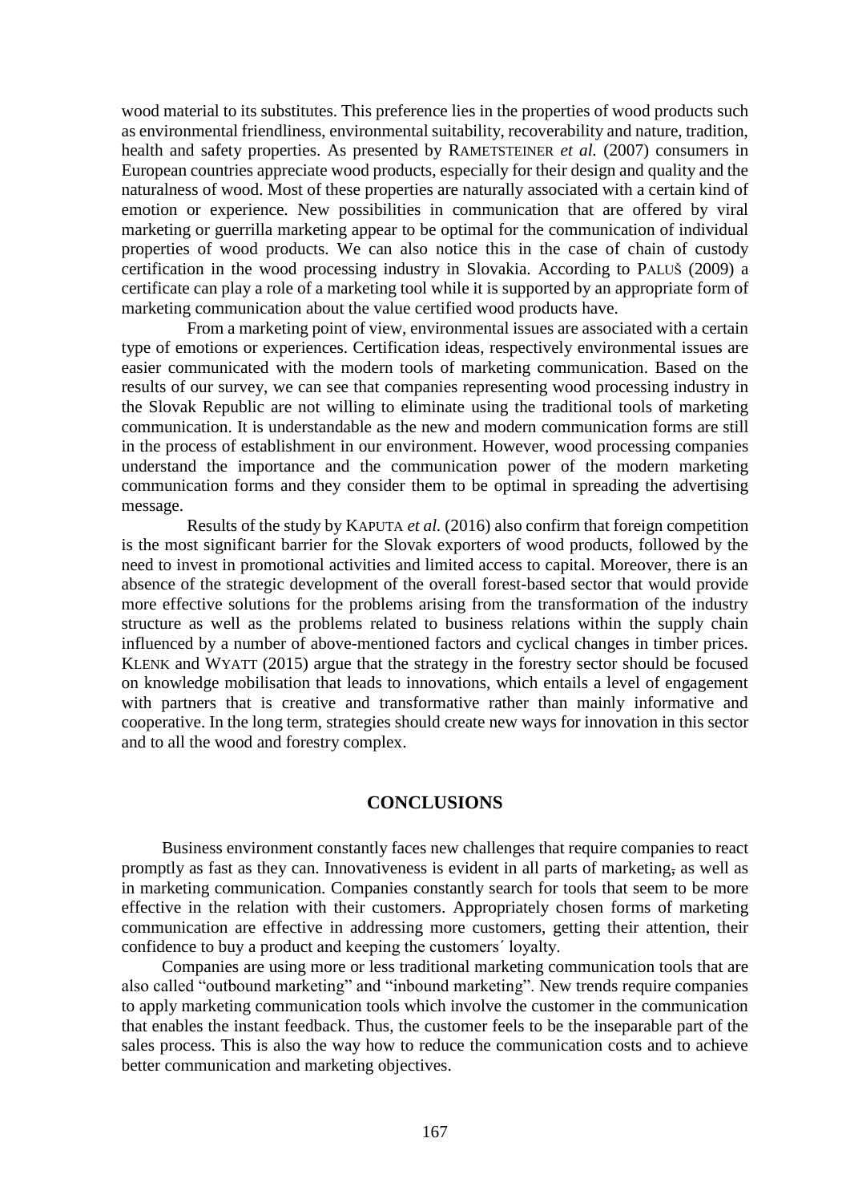wood material to its substitutes. This preference lies in the properties of wood products such as environmental friendliness, environmental suitability, recoverability and nature, tradition, health and safety properties. As presented by RAMETSTEINER *et al.* (2007) consumers in European countries appreciate wood products, especially for their design and quality and the naturalness of wood. Most of these properties are naturally associated with a certain kind of emotion or experience. New possibilities in communication that are offered by viral marketing or guerrilla marketing appear to be optimal for the communication of individual properties of wood products. We can also notice this in the case of chain of custody certification in the wood processing industry in Slovakia. According to PALUŠ (2009) a certificate can play a role of a marketing tool while it is supported by an appropriate form of marketing communication about the value certified wood products have.

From a marketing point of view, environmental issues are associated with a certain type of emotions or experiences. Certification ideas, respectively environmental issues are easier communicated with the modern tools of marketing communication. Based on the results of our survey, we can see that companies representing wood processing industry in the Slovak Republic are not willing to eliminate using the traditional tools of marketing communication. It is understandable as the new and modern communication forms are still in the process of establishment in our environment. However, wood processing companies understand the importance and the communication power of the modern marketing communication forms and they consider them to be optimal in spreading the advertising message.

Results of the study by KAPUTA *et al.* (2016) also confirm that foreign competition is the most significant barrier for the Slovak exporters of wood products, followed by the need to invest in promotional activities and limited access to capital. Moreover, there is an absence of the strategic development of the overall forest-based sector that would provide more effective solutions for the problems arising from the transformation of the industry structure as well as the problems related to business relations within the supply chain influenced by a number of above-mentioned factors and cyclical changes in timber prices. KLENK and WYATT (2015) argue that the strategy in the forestry sector should be focused on knowledge mobilisation that leads to innovations, which entails a level of engagement with partners that is creative and transformative rather than mainly informative and cooperative. In the long term, strategies should create new ways for innovation in this sector and to all the wood and forestry complex.

## CONCLUSIONS

Business environment constantly faces new challenges that require companies to react promptly as fast as they can. Innovativeness is evident in all parts of marketing, as well as in marketing communication. Companies constantly search for tools that seem to be more effective in the relation with their customers. Appropriately chosen forms of marketing communication are effective in addressing more customers, getting their attention, their confidence to buy a product and keeping the customers´ loyalty.

Companies are using more or less traditional marketing communication tools that are also called "outbound marketing" and "inbound marketing". New trends require companies to apply marketing communication tools which involve the customer in the communication that enables the instant feedback. Thus, the customer feels to be the inseparable part of the sales process. This is also the way how to reduce the communication costs and to achieve better communication and marketing objectives.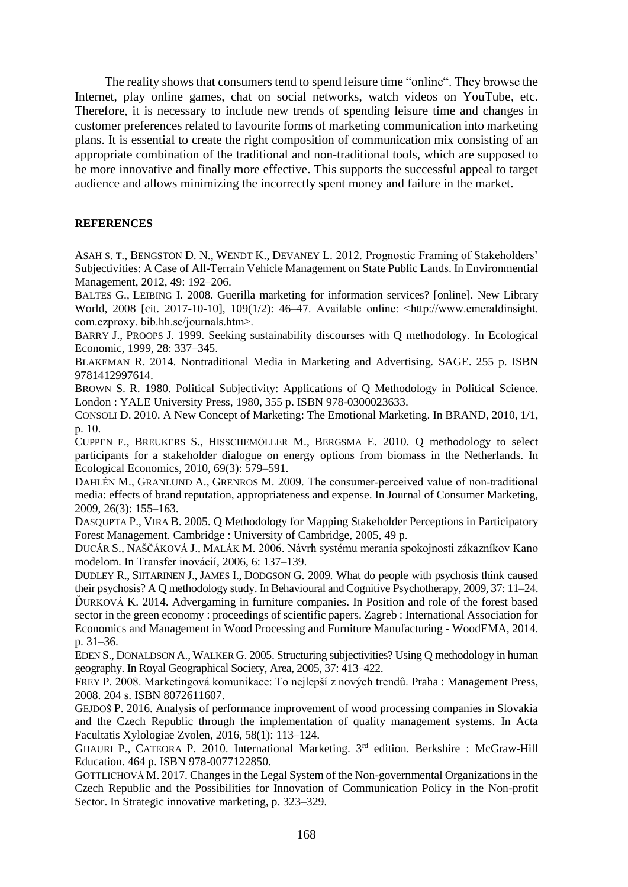The reality shows that consumers tend to spend leisure time "online". They browse the Internet, play online games, chat on social networks, watch videos on YouTube, etc. Therefore, it is necessary to include new trends of spending leisure time and changes in customer preferences related to favourite forms of marketing communication into marketing plans. It is essential to create the right composition of communication mix consisting of an appropriate combination of the traditional and non-traditional tools, which are supposed to be more innovative and finally more effective. This supports the successful appeal to target audience and allows minimizing the incorrectly spent money and failure in the market.

## REFERENCES

ASAH S. T., BENGSTON D. N., WENDT K., DEVANEY L. 2012. Prognostic Framing of Stakeholders' Subjectivities: A Case of All-Terrain Vehicle Management on State Public Lands. In Environmential Management, 2012, 49: 192–206.

BALTES G., LEIBING I. 2008. Guerilla marketing for information services? [online]. New Library World, 2008 [cit. 2017-10-10], 109(1/2): 46–47. Available online: <http://www.emeraldinsight. com.ezproxy. bib.hh.se/journals.htm>.

BARRY J., PROOPS J. 1999. Seeking sustainability discourses with Q methodology. In Ecological Economic, 1999, 28: 337–345.

BLAKEMAN R. 2014. Nontraditional Media in Marketing and Advertising. SAGE. 255 p. ISBN 9781412997614.

BROWN S. R. 1980. Political Subjectivity: Applications of Q Methodology in Political Science. London : YALE University Press, 1980, 355 p. ISBN 978-0300023633.

CONSOLI D. 2010. A New Concept of Marketing: The Emotional Marketing. In BRAND, 2010, 1/1, p. 10.

CUPPEN E., BREUKERS S., HISSCHEMÖLLER M., BERGSMA E. 2010. Q methodology to select participants for a stakeholder dialogue on energy options from biomass in the Netherlands. In Ecological Economics, 2010, 69(3): 579–591.

DAHLÉN M., GRANLUND A., GRENROS M. 2009. The consumer-perceived value of non-traditional media: effects of brand reputation, appropriateness and expense. In Journal of Consumer Marketing, 2009, 26(3): 155–163.

DASQUPTA P., VIRA B. 2005. Q Methodology for Mapping Stakeholder Perceptions in Participatory Forest Management. Cambridge : University of Cambridge, 2005, 49 p.

DUCÁR S., NAŠČÁKOVÁ J., MALÁK M. 2006. Návrh systému merania spokojnosti zákazníkov Kano modelom. In Transfer inovácií, 2006, 6: 137–139.

DUDLEY R., SIITARINEN J., JAMES I., DODGSON G. 2009. What do people with psychosis think caused their psychosis? A Q methodology study. In Behavioural and Cognitive Psychotherapy, 2009, 37: 11–24.

ĎURKOVÁ K. 2014. Advergaming in furniture companies. In Position and role of the forest based sector in the green economy : proceedings of scientific papers. Zagreb : International Association for Economics and Management in Wood Processing and Furniture Manufacturing - WoodEMA, 2014. p. 31–36.

EDEN S., DONALDSON A., WALKER G. 2005. Structuring subjectivities? Using Q methodology in human geography. In Royal Geographical Society, Area, 2005, 37: 413–422.

FREY P. 2008. Marketingová komunikace: To nejlepší z nových trendů. Praha : Management Press, 2008. 204 s. ISBN 8072611607.

GEJDOŠ P. 2016. Analysis of performance improvement of wood processing companies in Slovakia and the Czech Republic through the implementation of quality management systems. In Acta Facultatis Xylologiae Zvolen, 2016, 58(1): 113–124.

GHAURI P., CATEORA P. 2010. International Marketing. 3rd edition. Berkshire : McGraw-Hill Education. 464 p. ISBN 978-0077122850.

GOTTLICHOVÁ M. 2017. Changes in the Legal System of the Non-governmental Organizations in the Czech Republic and the Possibilities for Innovation of Communication Policy in the Non-profit Sector. In Strategic innovative marketing, p. 323–329.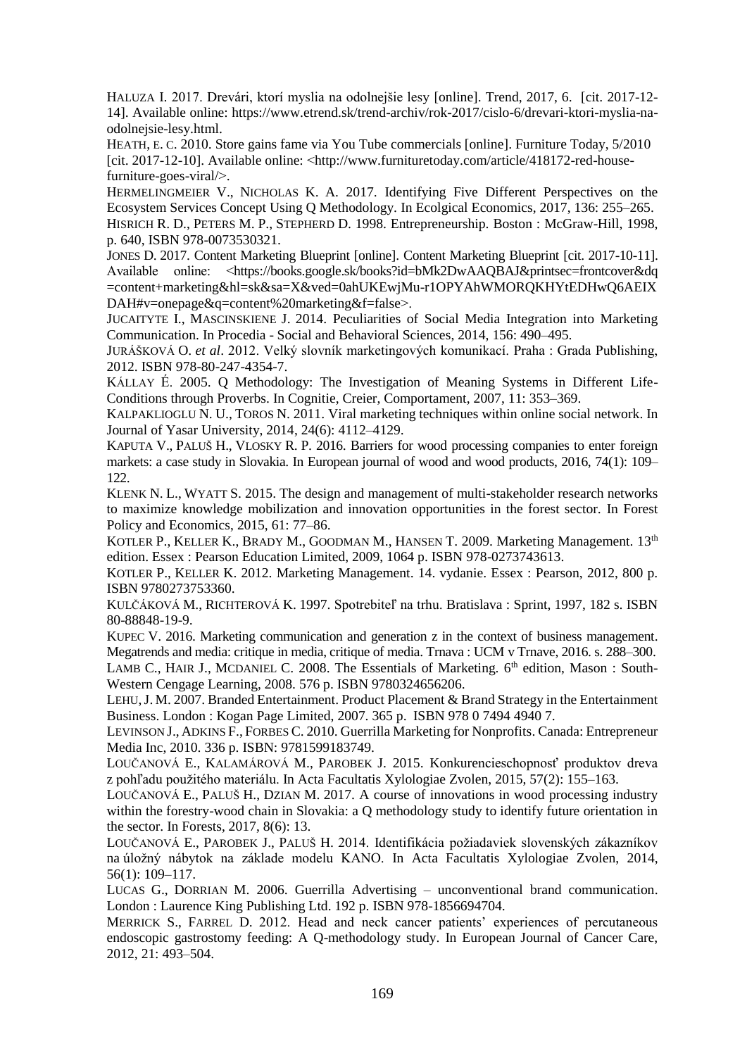HALUZA I. 2017. Dreväri, ktorí myslia na odolnejšie lesy [online]. Trend, 2017, 6. [cit. 2017-12-14]. Available online: https://www.etrend.sk/trend-archiv/rok-2017/cislo-6/drevari-ktori-myslia-na-odolnejsie-lesy.html.

HEATH, E. C. 2010. Store gains fame via You Tube commercials [online]. Furniture Today, 5/2010 [cit. 2017-12-10]. Available online: <http://www.furnituretoday.com/article/418172-red-house-furniture-goes-viral/>.

HERMELINGMEIER V., NICHOLAS K. A. 2017. Identifying Five Different Perspectives on the Ecosystem Services Concept Using Q Methodology. In Ecolgical Economics, 2017, 136: 255–265.

HISRICH R. D., PETERS M. P., STEPHERD D. 1998. Entrepreneurship. Boston : McGraw-Hill, 1998, p. 640, ISBN 978-0073530321.

JONES D. 2017. Content Marketing Blueprint [online]. Content Marketing Blueprint [cit. 2017-10-11]. Available online: <https://books.google.sk/books?id=bMk2DwAAQBAJ&printsec=frontcover&dq=content+marketing&hl=sk&sa=X&ved=0ahUKEwjMu-r1OPYAhWMORQKHYtEDHwQ6AEIXDAH#v=onepage&q=content%20marketing&f=false>.

JUCAITYTE I., MASCINSKIENE J. 2014. Peculiarities of Social Media Integration into Marketing Communication. In Procedia - Social and Behavioral Sciences, 2014, 156: 490–495.

JURÁŠKOVÁ O. *et al*. 2012. Velký slovník marketingových komunikací. Praha : Grada Publishing, 2012. ISBN 978-80-247-4354-7.

KÁLLAY É. 2005. Q Methodology: The Investigation of Meaning Systems in Different Life-Conditions through Proverbs. In Cognitie, Creier, Comportament, 2007, 11: 353–369.

KALPAKLIOGLU N. U., TOROS N. 2011. Viral marketing techniques within online social network. In Journal of Yasar University, 2014, 24(6): 4112–4129.

KAPUTA V., PALUŠ H., VLOSKY R. P. 2016. Barriers for wood processing companies to enter foreign markets: a case study in Slovakia. In European journal of wood and wood products, 2016, 74(1): 109–122.

KLENK N. L., WYATT S. 2015. The design and management of multi-stakeholder research networks to maximize knowledge mobilization and innovation opportunities in the forest sector. In Forest Policy and Economics, 2015, 61: 77–86.

KOTLER P., KELLER K., BRADY M., GOODMAN M., HANSEN T. 2009. Marketing Management. 13th edition. Essex : Pearson Education Limited, 2009, 1064 p. ISBN 978-0273743613.

KOTLER P., KELLER K. 2012. Marketing Management. 14. vydanie. Essex : Pearson, 2012, 800 p. ISBN 9780273753360.

KULČÁKOVÁ M., RICHTEROVÁ K. 1997. Spotrebiteľ na trhu. Bratislava : Sprint, 1997, 182 s. ISBN 80-88848-19-9.

KUPEC V. 2016. Marketing communication and generation z in the context of business management. Megatrends and media: critique in media, critique of media. Trnava : UCM v Trnave, 2016. s. 288–300.

LAMB C., HAIR J., MCDANIEL C. 2008. The Essentials of Marketing. 6th edition, Mason : South-Western Cengage Learning, 2008. 576 p. ISBN 9780324656206.

LEHU, J. M. 2007. Branded Entertainment. Product Placement & Brand Strategy in the Entertainment Business. London : Kogan Page Limited, 2007. 365 p. ISBN 978 0 7494 4940 7.

LEVINSON J., ADKINS F., FORBES C. 2010. Guerrilla Marketing for Nonprofits. Canada: Entrepreneur Media Inc, 2010. 336 p. ISBN: 9781599183749.

LOUČANOVÁ E., KALAMÁROVÁ M., PAROBEK J. 2015. Konkurencieschopnosť produktov dreva z pohľadu použitého materiálu. In Acta Facultatis Xylologiae Zvolen, 2015, 57(2): 155–163.

LOUČANOVÁ E., PALUŠ H., DZIAN M. 2017. A course of innovations in wood processing industry within the forestry-wood chain in Slovakia: a Q methodology study to identify future orientation in the sector. In Forests, 2017, 8(6): 13.

LOUČANOVÁ E., PAROBEK J., PALUŠ H. 2014. Identifikácia požiadaviek slovenských zákazníkov na úložný nábytok na základe modelu KANO. In Acta Facultatis Xylologiae Zvolen, 2014, 56(1): 109–117.

LUCAS G., DORRIAN M. 2006. Guerrilla Advertising – unconventional brand communication. London : Laurence King Publishing Ltd. 192 p. ISBN 978-1856694704.

MERRICK S., FARREL D. 2012. Head and neck cancer patients' experiences of percutaneous endoscopic gastrostomy feeding: A Q-methodology study. In European Journal of Cancer Care, 2012, 21: 493–504.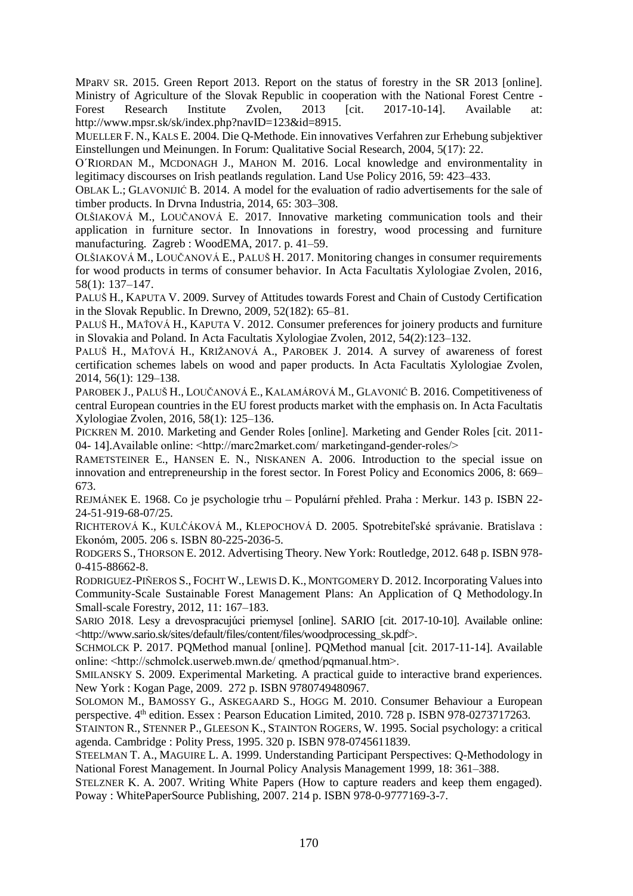MPaRV SR. 2015. Green Report 2013. Report on the status of forestry in the SR 2013 [online]. Ministry of Agriculture of the Slovak Republic in cooperation with the National Forest Centre - Forest Research Institute Zvolen, 2013 [cit. 2017-10-14]. Available at: http://www.mpsr.sk/sk/index.php?navID=123&id=8915.

MUELLER F. N., KALS E. 2004. Die Q-Methode. Ein innovatives Verfahren zur Erhebung subjektiver Einstellungen und Meinungen. In Forum: Qualitative Social Research, 2004, 5(17): 22.

O´RIORDAN M., MCDONAGH J., MAHON M. 2016. Local knowledge and environmentality in legitimacy discourses on Irish peatlands regulation. Land Use Policy 2016, 59: 423–433.

OBLAK L.; GLAVONIJIĆ B. 2014. A model for the evaluation of radio advertisements for the sale of timber products. In Drvna Industria, 2014, 65: 303–308.

OLŠIAKOVÁ M., LOUČANOVÁ E. 2017. Innovative marketing communication tools and their application in furniture sector. In Innovations in forestry, wood processing and furniture manufacturing. Zagreb : WoodEMA, 2017. p. 41–59.

OLŠIAKOVÁ M., LOUČANOVÁ E., PALUŠ H. 2017. Monitoring changes in consumer requirements for wood products in terms of consumer behavior. In Acta Facultatis Xylologiae Zvolen, 2016, 58(1): 137–147.

PALUŠ H., KAPUTA V. 2009. Survey of Attitudes towards Forest and Chain of Custody Certification in the Slovak Republic. In Drewno, 2009, 52(182): 65–81.

PALUŠ H., MAŤOVÁ H., KAPUTA V. 2012. Consumer preferences for joinery products and furniture in Slovakia and Poland. In Acta Facultatis Xylologiae Zvolen, 2012, 54(2):123–132.

PALUŠ H., MAŤOVÁ H., KRIŽANOVÁ A., PAROBEK J. 2014. A survey of awareness of forest certification schemes labels on wood and paper products. In Acta Facultatis Xylologiae Zvolen, 2014, 56(1): 129–138.

PAROBEK J., PALUŠ H., LOUČANOVÁ E., KALAMÁROVÁ M., GLAVONIĆ B. 2016. Competitiveness of central European countries in the EU forest products market with the emphasis on. In Acta Facultatis Xylologiae Zvolen, 2016, 58(1): 125–136.

PICKREN M. 2010. Marketing and Gender Roles [online]. Marketing and Gender Roles [cit. 2011-04- 14].Available online: <http://marc2market.com/ marketingand-gender-roles/>

RAMETSTEINER E., HANSEN E. N., NISKANEN A. 2006. Introduction to the special issue on innovation and entrepreneurship in the forest sector. In Forest Policy and Economics 2006, 8: 669–673.

REJMÁNEK E. 1968. Co je psychologie trhu – Populární přehled. Praha : Merkur. 143 p. ISBN 22-24-51-919-68-07/25.

RICHTEROVÁ K., KULČÁKOVÁ M., KLEPOCHOVÁ D. 2005. Spotrebiteľské správanie. Bratislava : Ekonóm, 2005. 206 s. ISBN 80-225-2036-5.

RODGERS S., THORSON E. 2012. Advertising Theory. New York: Routledge, 2012. 648 p. ISBN 978-0-415-88662-8.

RODRIGUEZ-PIÑEROS S., FOCHT W., LEWIS D. K., MONTGOMERY D. 2012. Incorporating Values into Community-Scale Sustainable Forest Management Plans: An Application of Q Methodology.In Small-scale Forestry, 2012, 11: 167–183.

SARIO 2018. Lesy a drevospracujúci priemysel [online]. SARIO [cit. 2017-10-10]. Available online: <http://www.sario.sk/sites/default/files/content/files/woodprocessing_sk.pdf>.

SCHMOLCK P. 2017. PQMethod manual [online]. PQMethod manual [cit. 2017-11-14]. Available online: <http://schmolck.userweb.mwn.de/ qmethod/pqmanual.htm>.

SMILANSKY S. 2009. Experimental Marketing. A practical guide to interactive brand experiences. New York : Kogan Page, 2009. 272 p. ISBN 9780749480967.

SOLOMON M., BAMOSSY G., ASKEGAARD S., HOGG M. 2010. Consumer Behaviour a European perspective. 4th edition. Essex : Pearson Education Limited, 2010. 728 p. ISBN 978-0273717263.

STAINTON R., STENNER P., GLEESON K., STAINTON ROGERS, W. 1995. Social psychology: a critical agenda. Cambridge : Polity Press, 1995. 320 p. ISBN 978-0745611839.

STEELMAN T. A., MAGUIRE L. A. 1999. Understanding Participant Perspectives: Q-Methodology in National Forest Management. In Journal Policy Analysis Management 1999, 18: 361–388.

STELZNER K. A. 2007. Writing White Papers (How to capture readers and keep them engaged). Poway : WhitePaperSource Publishing, 2007. 214 p. ISBN 978-0-9777169-3-7.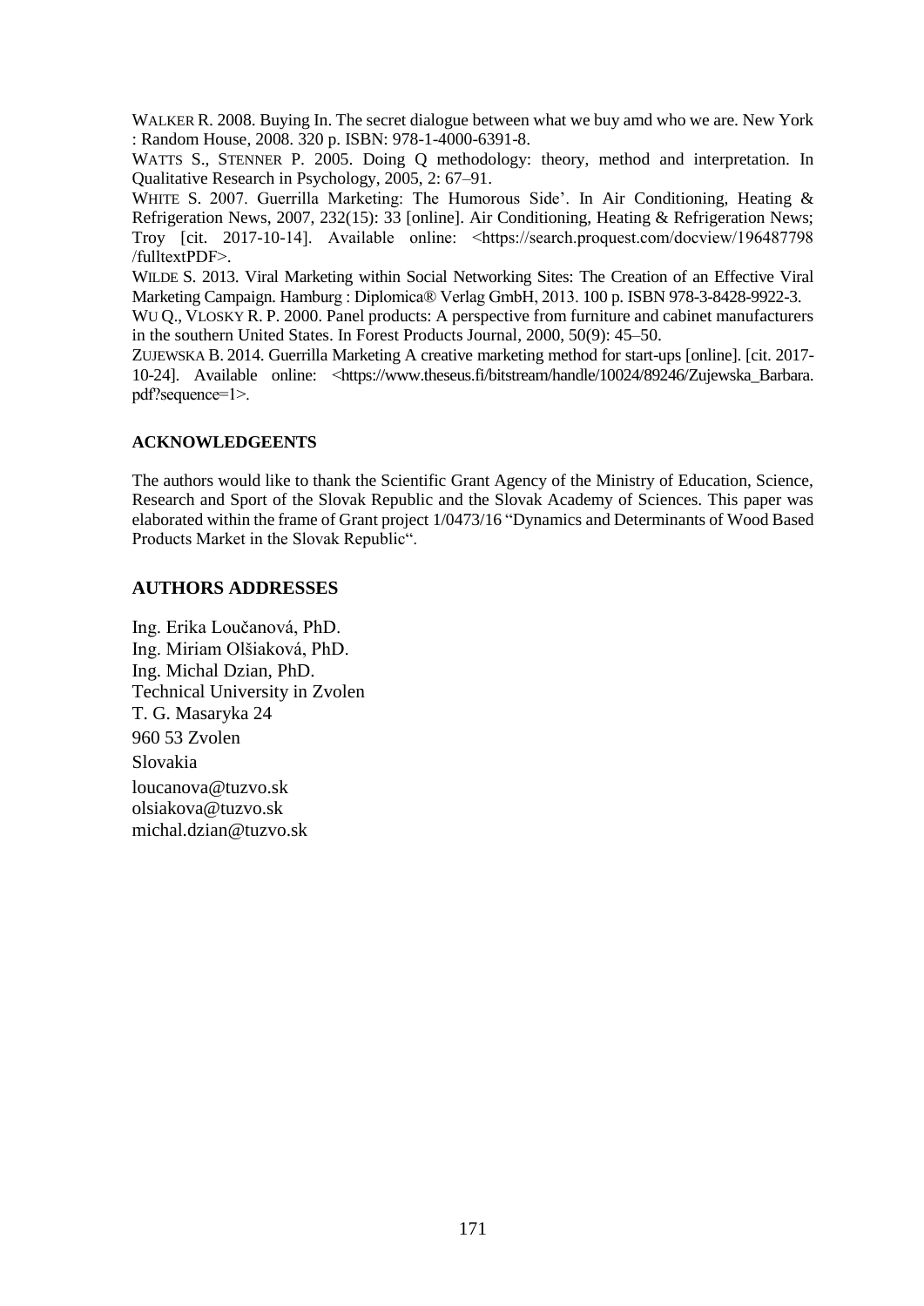WALKER R. 2008. Buying In. The secret dialogue between what we buy amd who we are. New York : Random House, 2008. 320 p. ISBN: 978-1-4000-6391-8.

WATTS S., STENNER P. 2005. Doing Q methodology: theory, method and interpretation. In Qualitative Research in Psychology, 2005, 2: 67–91.

WHITE S. 2007. Guerrilla Marketing: The Humorous Side'. In Air Conditioning, Heating & Refrigeration News, 2007, 232(15): 33 [online]. Air Conditioning, Heating & Refrigeration News; Troy [cit. 2017-10-14]. Available online: <https://search.proquest.com/docview/196487798/fulltextPDF>.

WILDE S. 2013. Viral Marketing within Social Networking Sites: The Creation of an Effective Viral Marketing Campaign. Hamburg : Diplomica® Verlag GmbH, 2013. 100 p. ISBN 978-3-8428-9922-3.

WU Q., VLOSKY R. P. 2000. Panel products: A perspective from furniture and cabinet manufacturers in the southern United States. In Forest Products Journal, 2000, 50(9): 45–50.

ZUJEWSKA B. 2014. Guerrilla Marketing A creative marketing method for start-ups [online]. [cit. 2017-10-24]. Available online: <https://www.theseus.fi/bitstream/handle/10024/89246/Zujewska_Barbara.pdf?sequence=1>.

**ACKNOWLEDGEENTS**

The authors would like to thank the Scientific Grant Agency of the Ministry of Education, Science, Research and Sport of the Slovak Republic and the Slovak Academy of Sciences. This paper was elaborated within the frame of Grant project 1/0473/16 "Dynamics and Determinants of Wood Based Products Market in the Slovak Republic".

## AUTHORS ADDRESSES

Ing. Erika Loučanová, PhD.
Ing. Miriam Olšiaková, PhD.
Ing. Michal Dzian, PhD.
Technical University in Zvolen
T. G. Masaryka 24
960 53 Zvolen
Slovakia
loucanova@tuzvo.sk
olsiakova@tuzvo.sk
michal.dzian@tuzvo.sk